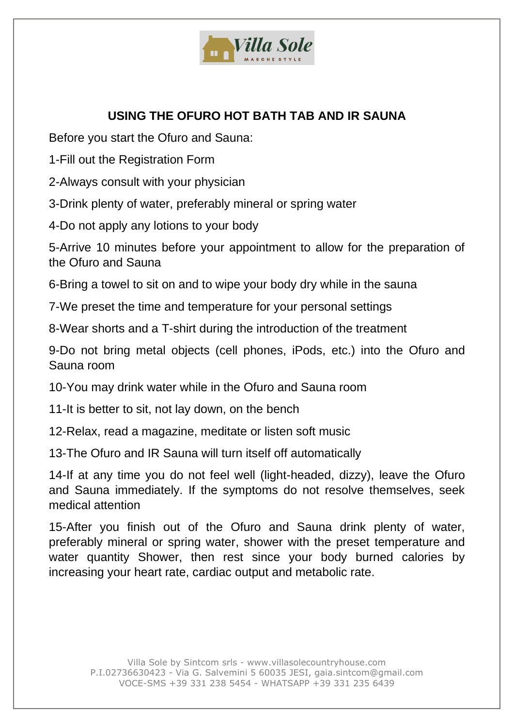## USING THE OFURO HOT BATH TAB AND IR SAUNA

Before you start the Ofuro and Sauna:

1-Fill out the Registration Form

2-Always consult with your physician

3-Drink plenty of water, preferably mineral or spring water

4-Do not apply any lotions to your body

5-Arrive 10 minutes before your appointment to allow for the preparation of the Ofuro and Sauna

6-Bring a towel to sit on and to wipe your body dry while in the sauna

7-We preset the time and temperature for your personal settings

8-Wear shorts and a T-shirt during the introduction of the treatment

9-Do not bring metal objects (cell phones, iPods, etc.) into the Ofuro and Sauna room

10-You may drink water while in the Ofuro and Sauna room

11-It is better to sit, not lay down, on the bench

12-Relax, read a magazine, meditate or listen soft music

13-The Ofuro and IR Sauna will turn itself off automatically

14-If at any time you do not feel well (light-headed, dizzy), leave the Ofuro and Sauna immediately. If the symptoms do not resolve themselves, seek medical attention

15-After you finish out of the Ofuro and Sauna drink plenty of water, preferably mineral or spring water, shower with the preset temperature and water quantity Shower, then rest since your body burned calories by increasing your heart rate, cardiac output and metabolic rate.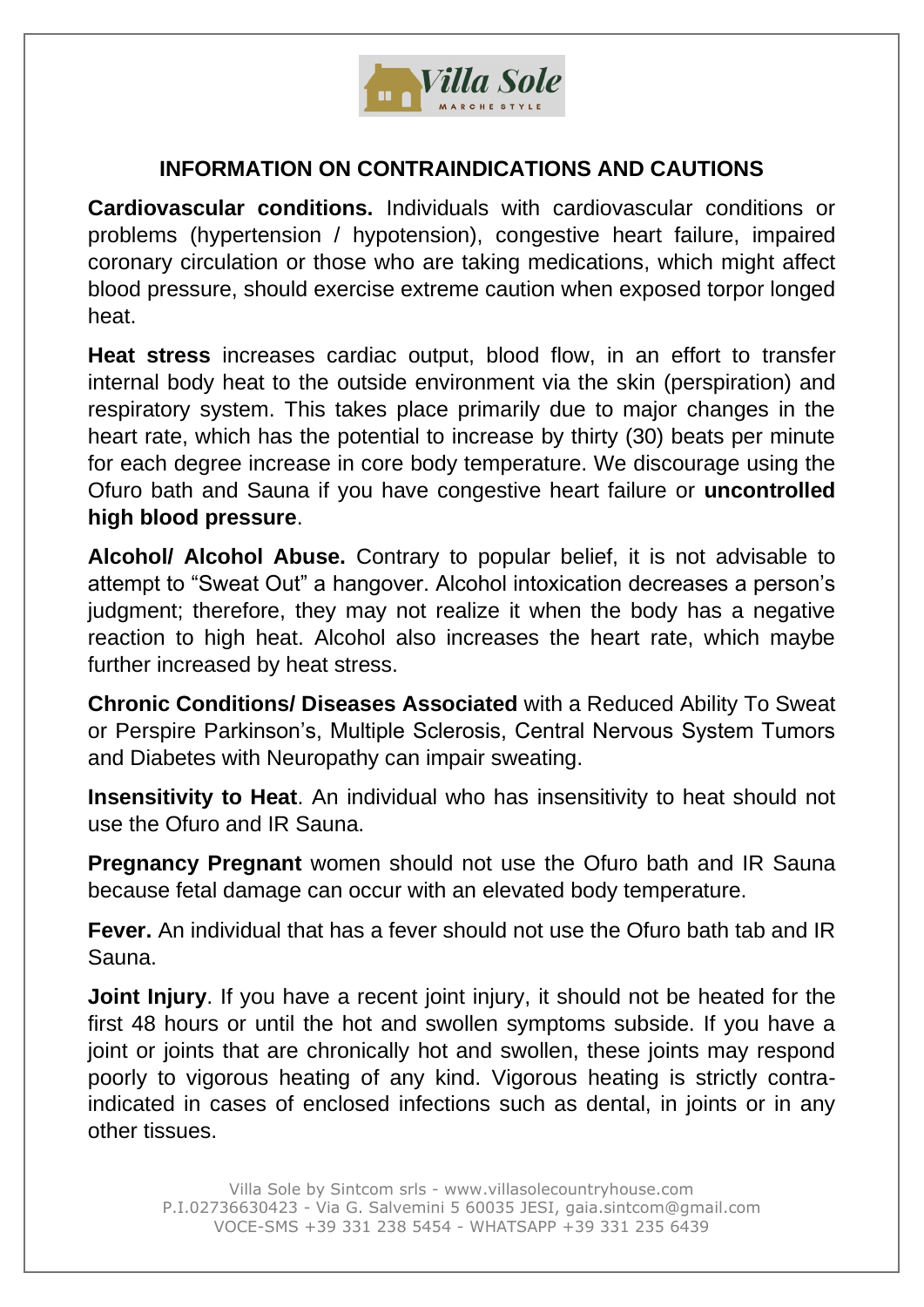## INFORMATION ON CONTRAINDICATIONS AND CAUTIONS

**Cardiovascular conditions.** Individuals with cardiovascular conditions or problems (hypertension / hypotension), congestive heart failure, impaired coronary circulation or those who are taking medications, which might affect blood pressure, should exercise extreme caution when exposed torpor longed heat.

**Heat stress** increases cardiac output, blood flow, in an effort to transfer internal body heat to the outside environment via the skin (perspiration) and respiratory system. This takes place primarily due to major changes in the heart rate, which has the potential to increase by thirty (30) beats per minute for each degree increase in core body temperature. We discourage using the Ofuro bath and Sauna if you have congestive heart failure or **uncontrolled high blood pressure**.

**Alcohol/ Alcohol Abuse.** Contrary to popular belief, it is not advisable to attempt to "Sweat Out" a hangover. Alcohol intoxication decreases a person's judgment; therefore, they may not realize it when the body has a negative reaction to high heat. Alcohol also increases the heart rate, which maybe further increased by heat stress.

**Chronic Conditions/ Diseases Associated** with a Reduced Ability To Sweat or Perspire Parkinson's, Multiple Sclerosis, Central Nervous System Tumors and Diabetes with Neuropathy can impair sweating.

**Insensitivity to Heat**. An individual who has insensitivity to heat should not use the Ofuro and IR Sauna.

**Pregnancy Pregnant** women should not use the Ofuro bath and IR Sauna because fetal damage can occur with an elevated body temperature.

**Fever.** An individual that has a fever should not use the Ofuro bath tab and IR Sauna.

**Joint Injury**. If you have a recent joint injury, it should not be heated for the first 48 hours or until the hot and swollen symptoms subside. If you have a joint or joints that are chronically hot and swollen, these joints may respond poorly to vigorous heating of any kind. Vigorous heating is strictly contra-indicated in cases of enclosed infections such as dental, in joints or in any other tissues.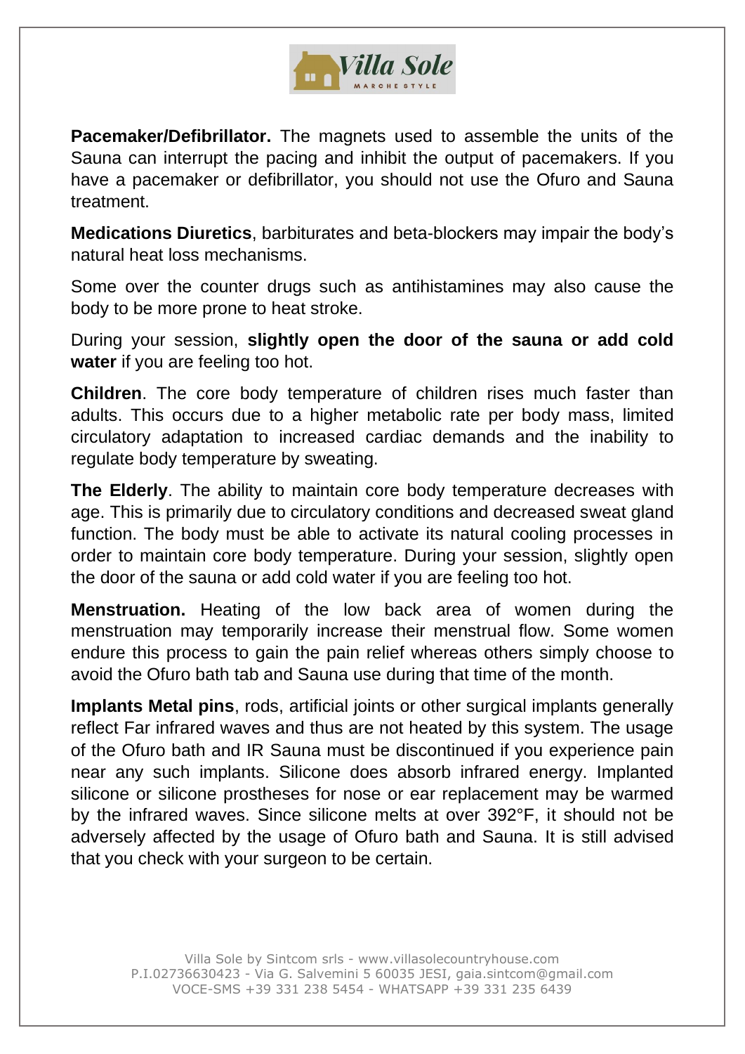**Pacemaker/Defibrillator.** The magnets used to assemble the units of the Sauna can interrupt the pacing and inhibit the output of pacemakers. If you have a pacemaker or defibrillator, you should not use the Ofuro and Sauna treatment.

**Medications Diuretics**, barbiturates and beta-blockers may impair the body's natural heat loss mechanisms.

Some over the counter drugs such as antihistamines may also cause the body to be more prone to heat stroke.

During your session, **slightly open the door of the sauna or add cold water** if you are feeling too hot.

**Children**. The core body temperature of children rises much faster than adults. This occurs due to a higher metabolic rate per body mass, limited circulatory adaptation to increased cardiac demands and the inability to regulate body temperature by sweating.

**The Elderly**. The ability to maintain core body temperature decreases with age. This is primarily due to circulatory conditions and decreased sweat gland function. The body must be able to activate its natural cooling processes in order to maintain core body temperature. During your session, slightly open the door of the sauna or add cold water if you are feeling too hot.

**Menstruation.** Heating of the low back area of women during the menstruation may temporarily increase their menstrual flow. Some women endure this process to gain the pain relief whereas others simply choose to avoid the Ofuro bath tab and Sauna use during that time of the month.

**Implants Metal pins**, rods, artificial joints or other surgical implants generally reflect Far infrared waves and thus are not heated by this system. The usage of the Ofuro bath and IR Sauna must be discontinued if you experience pain near any such implants. Silicone does absorb infrared energy. Implanted silicone or silicone prostheses for nose or ear replacement may be warmed by the infrared waves. Since silicone melts at over 392°F, it should not be adversely affected by the usage of Ofuro bath and Sauna. It is still advised that you check with your surgeon to be certain.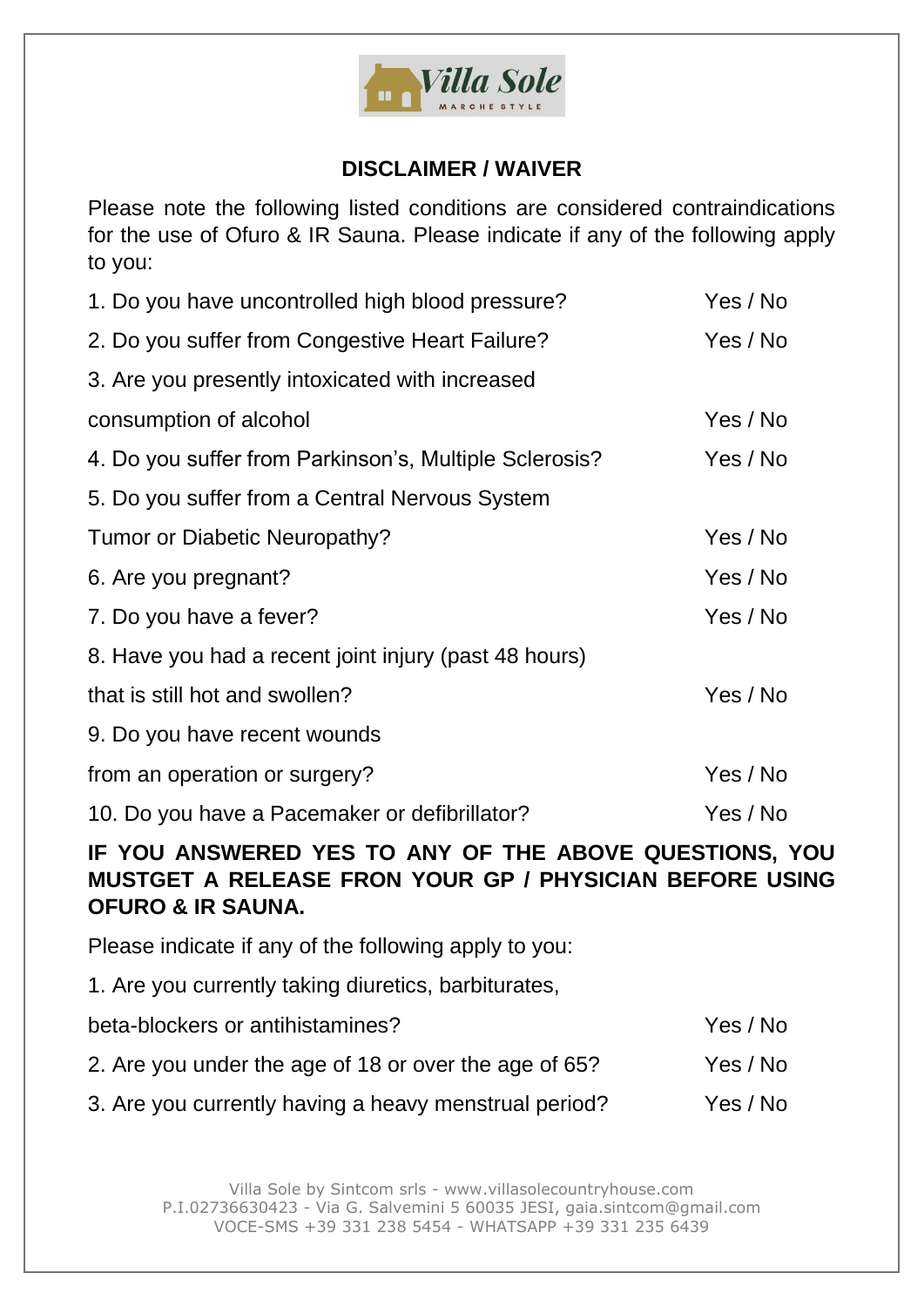Villa Sole
MARCHE STYLE

## DISCLAIMER / WAIVER

Please note the following listed conditions are considered contraindications for the use of Ofuro & IR Sauna. Please indicate if any of the following apply to you:

1. Do you have uncontrolled high blood pressure? Yes / No
2. Do you suffer from Congestive Heart Failure? Yes / No
3. Are you presently intoxicated with increased consumption of alcohol Yes / No
4. Do you suffer from Parkinson's, Multiple Sclerosis? Yes / No
5. Do you suffer from a Central Nervous System Tumor or Diabetic Neuropathy? Yes / No
6. Are you pregnant? Yes / No
7. Do you have a fever? Yes / No
8. Have you had a recent joint injury (past 48 hours) that is still hot and swollen? Yes / No
9. Do you have recent wounds from an operation or surgery? Yes / No
10. Do you have a Pacemaker or defibrillator? Yes / No

**IF YOU ANSWERED YES TO ANY OF THE ABOVE QUESTIONS, YOU MUSTGET A RELEASE FRON YOUR GP / PHYSICIAN BEFORE USING OFURO & IR SAUNA.**

Please indicate if any of the following apply to you:

1. Are you currently taking diuretics, barbiturates, beta-blockers or antihistamines? Yes / No
2. Are you under the age of 18 or over the age of 65? Yes / No
3. Are you currently having a heavy menstrual period? Yes / No

Villa Sole by Sintcom srls - www.villasolecountryhouse.com
P.I.02736630423 - Via G. Salvemini 5 60035 JESI, gaia.sintcom@gmail.com
VOCE-SMS +39 331 238 5454 - WHATSAPP +39 331 235 6439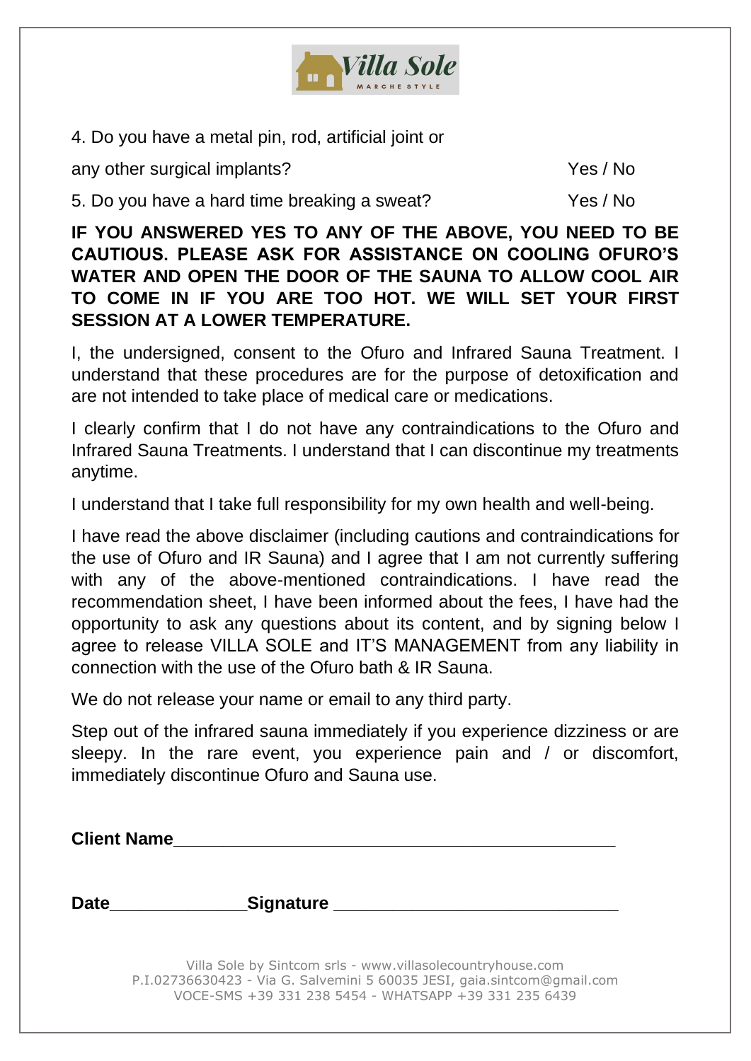4. Do you have a metal pin, rod, artificial joint or any other surgical implants? Yes / No

5. Do you have a hard time breaking a sweat? Yes / No

**IF YOU ANSWERED YES TO ANY OF THE ABOVE, YOU NEED TO BE CAUTIOUS. PLEASE ASK FOR ASSISTANCE ON COOLING OFURO'S WATER AND OPEN THE DOOR OF THE SAUNA TO ALLOW COOL AIR TO COME IN IF YOU ARE TOO HOT. WE WILL SET YOUR FIRST SESSION AT A LOWER TEMPERATURE.**

I, the undersigned, consent to the Ofuro and Infrared Sauna Treatment. I understand that these procedures are for the purpose of detoxification and are not intended to take place of medical care or medications.

I clearly confirm that I do not have any contraindications to the Ofuro and Infrared Sauna Treatments. I understand that I can discontinue my treatments anytime.

I understand that I take full responsibility for my own health and well-being.

I have read the above disclaimer (including cautions and contraindications for the use of Ofuro and IR Sauna) and I agree that I am not currently suffering with any of the above-mentioned contraindications. I have read the recommendation sheet, I have been informed about the fees, I have had the opportunity to ask any questions about its content, and by signing below I agree to release VILLA SOLE and IT'S MANAGEMENT from any liability in connection with the use of the Ofuro bath & IR Sauna.

We do not release your name or email to any third party.

Step out of the infrared sauna immediately if you experience dizziness or are sleepy. In the rare event, you experience pain and / or discomfort, immediately discontinue Ofuro and Sauna use.

**Client Name**_______________________________________________

**Date**______________**Signature** ______________________________

Villa Sole by Sintcom srls - www.villasolecountryhouse.com
P.I.02736630423 - Via G. Salvemini 5 60035 JESI, gaia.sintcom@gmail.com
VOCE-SMS +39 331 238 5454 - WHATSAPP +39 331 235 6439